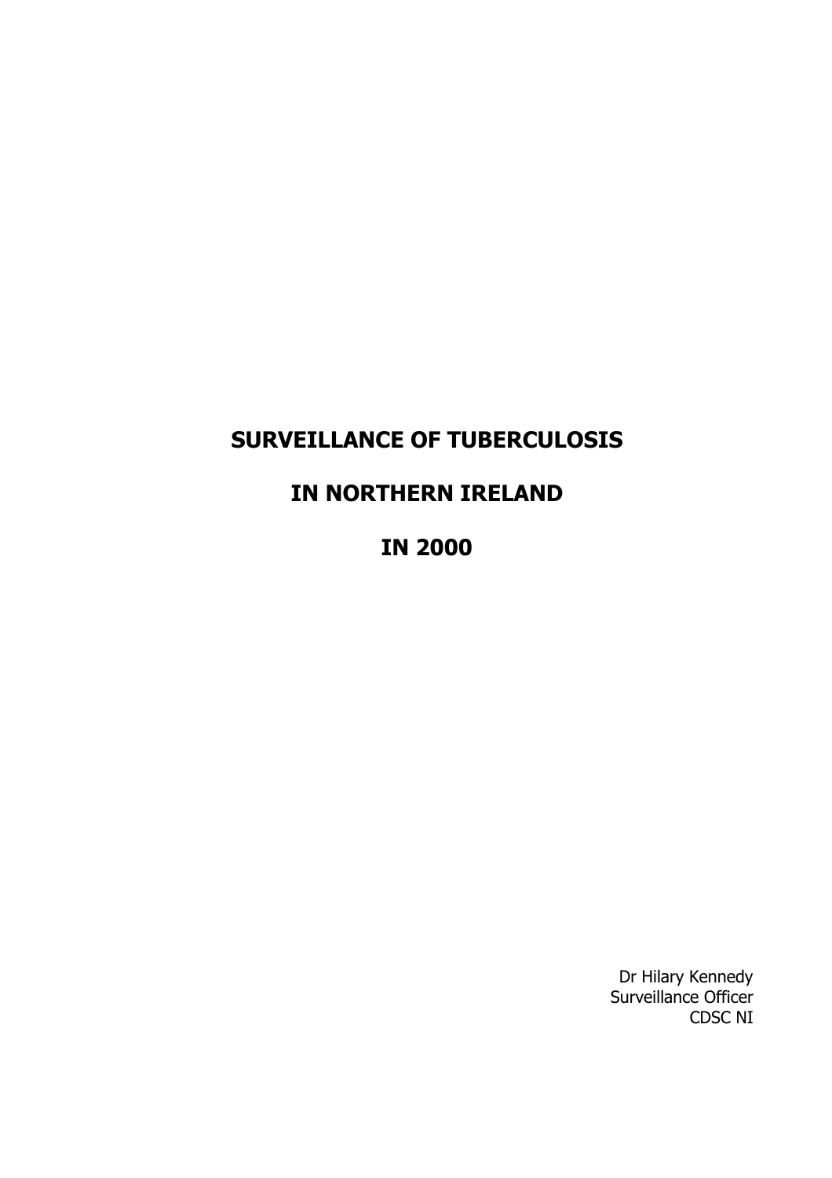# SURVEILLANCE OF TUBERCULOSIS

# IN NORTHERN IRELAND

# IN 2000

Dr Hilary Kennedy
Surveillance Officer
CDSC NI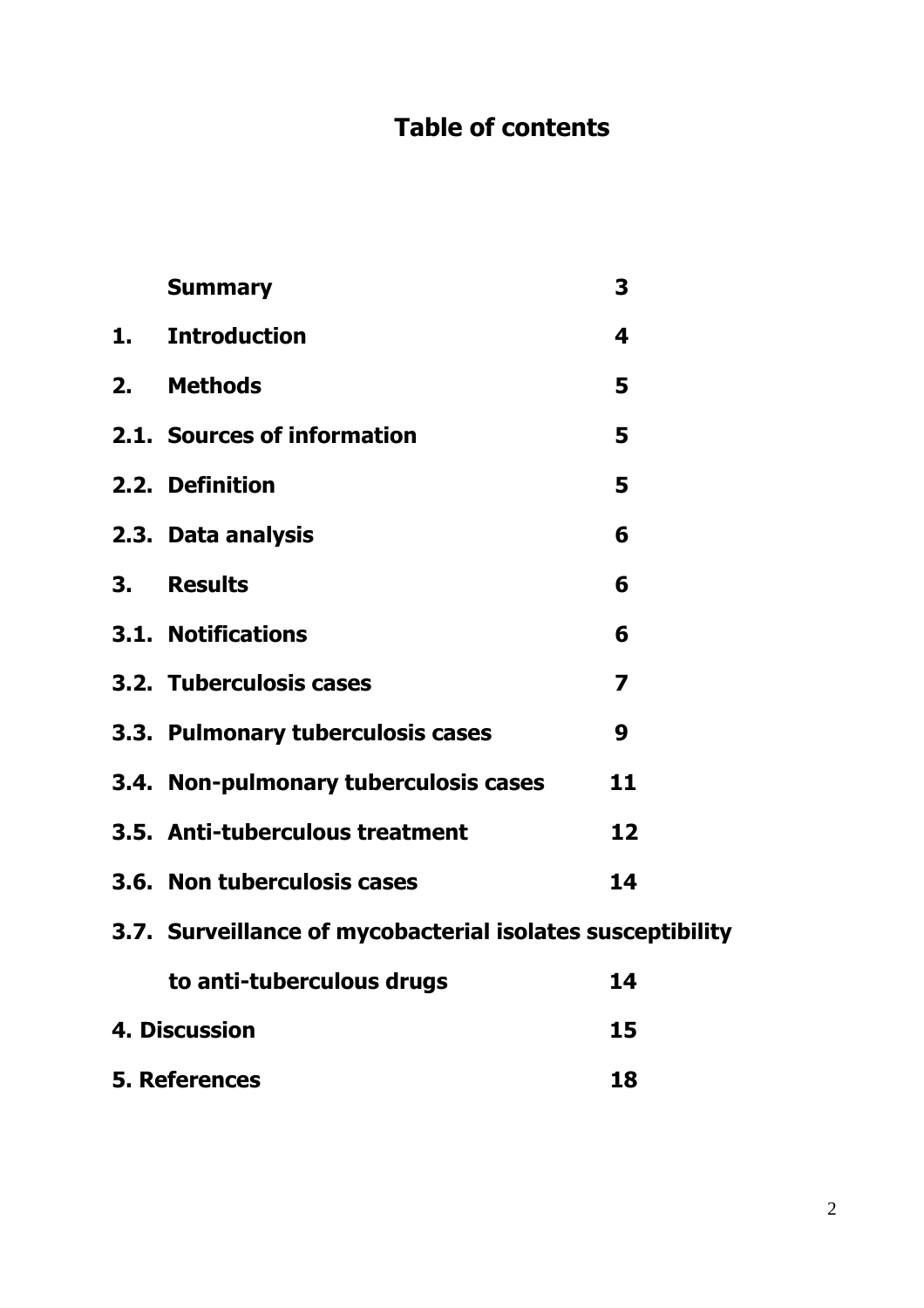# Table of contents

| | | |
|---|---|---|
| | **Summary** | **3** |
| **1.** | **Introduction** | **4** |
| **2.** | **Methods** | **5** |
| **2.1.** | **Sources of information** | **5** |
| **2.2.** | **Definition** | **5** |
| **2.3.** | **Data analysis** | **6** |
| **3.** | **Results** | **6** |
| **3.1.** | **Notifications** | **6** |
| **3.2.** | **Tuberculosis cases** | **7** |
| **3.3.** | **Pulmonary tuberculosis cases** | **9** |
| **3.4.** | **Non-pulmonary tuberculosis cases** | **11** |
| **3.5.** | **Anti-tuberculous treatment** | **12** |
| **3.6.** | **Non tuberculosis cases** | **14** |
| **3.7.** | **Surveillance of mycobacterial isolates susceptibility to anti-tuberculous drugs** | **14** |
| **4.** | **Discussion** | **15** |
| **5.** | **References** | **18** |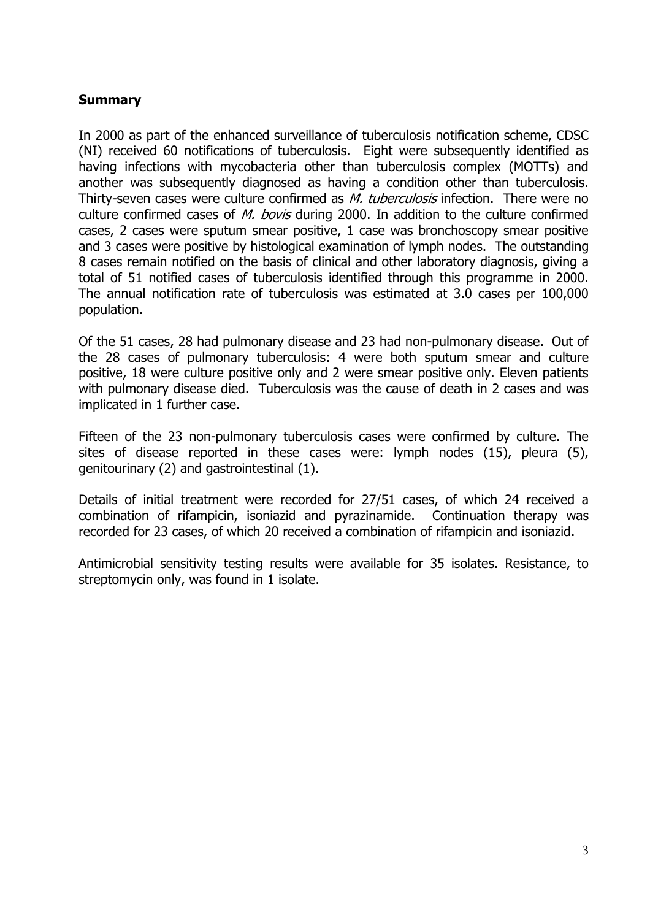## Summary

In 2000 as part of the enhanced surveillance of tuberculosis notification scheme, CDSC (NI) received 60 notifications of tuberculosis. Eight were subsequently identified as having infections with mycobacteria other than tuberculosis complex (MOTTs) and another was subsequently diagnosed as having a condition other than tuberculosis. Thirty-seven cases were culture confirmed as *M. tuberculosis* infection. There were no culture confirmed cases of *M. bovis* during 2000. In addition to the culture confirmed cases, 2 cases were sputum smear positive, 1 case was bronchoscopy smear positive and 3 cases were positive by histological examination of lymph nodes. The outstanding 8 cases remain notified on the basis of clinical and other laboratory diagnosis, giving a total of 51 notified cases of tuberculosis identified through this programme in 2000. The annual notification rate of tuberculosis was estimated at 3.0 cases per 100,000 population.

Of the 51 cases, 28 had pulmonary disease and 23 had non-pulmonary disease. Out of the 28 cases of pulmonary tuberculosis: 4 were both sputum smear and culture positive, 18 were culture positive only and 2 were smear positive only. Eleven patients with pulmonary disease died. Tuberculosis was the cause of death in 2 cases and was implicated in 1 further case.

Fifteen of the 23 non-pulmonary tuberculosis cases were confirmed by culture. The sites of disease reported in these cases were: lymph nodes (15), pleura (5), genitourinary (2) and gastrointestinal (1).

Details of initial treatment were recorded for 27/51 cases, of which 24 received a combination of rifampicin, isoniazid and pyrazinamide. Continuation therapy was recorded for 23 cases, of which 20 received a combination of rifampicin and isoniazid.

Antimicrobial sensitivity testing results were available for 35 isolates. Resistance, to streptomycin only, was found in 1 isolate.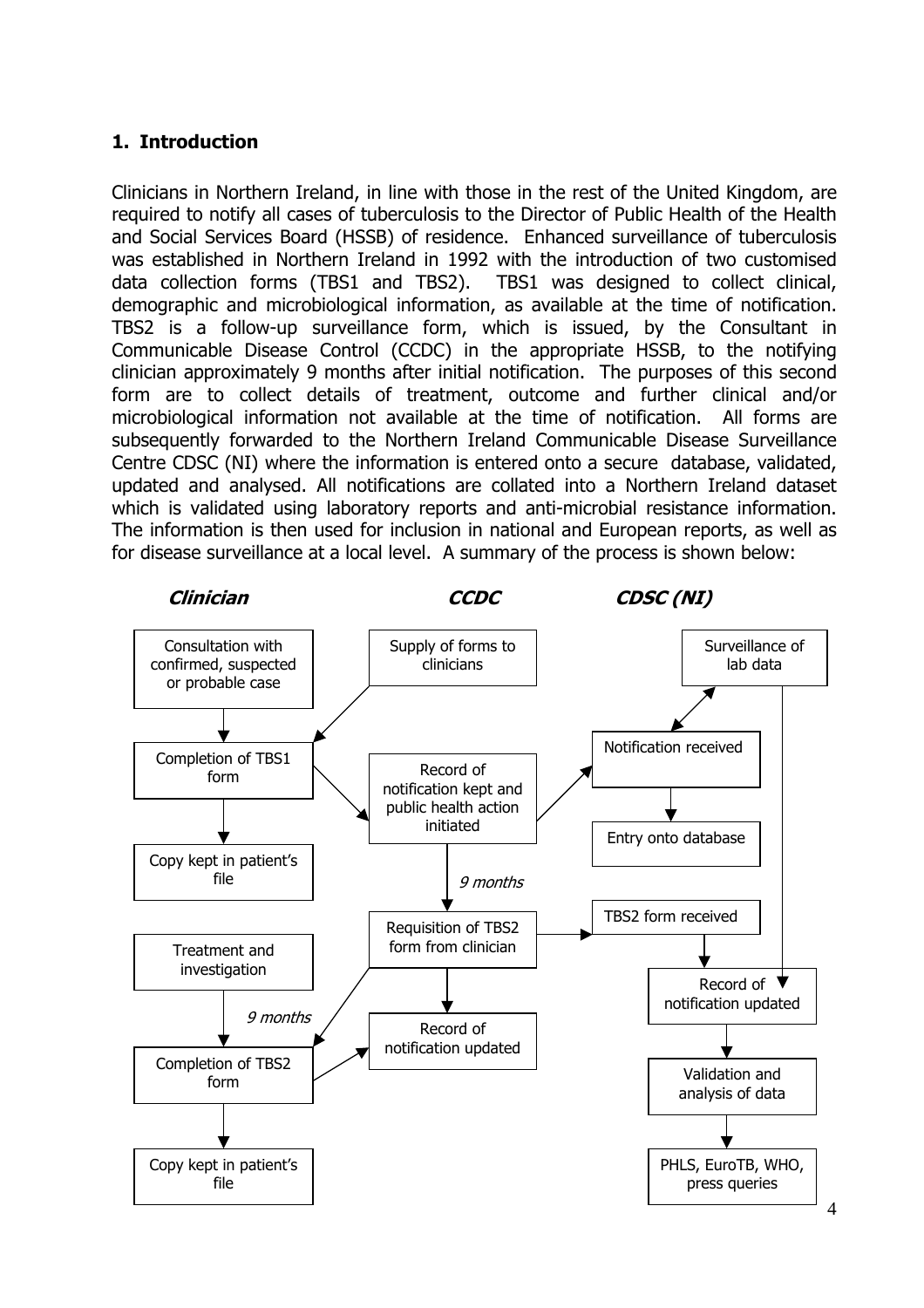## 1. Introduction

Clinicians in Northern Ireland, in line with those in the rest of the United Kingdom, are required to notify all cases of tuberculosis to the Director of Public Health of the Health and Social Services Board (HSSB) of residence. Enhanced surveillance of tuberculosis was established in Northern Ireland in 1992 with the introduction of two customised data collection forms (TBS1 and TBS2). TBS1 was designed to collect clinical, demographic and microbiological information, as available at the time of notification. TBS2 is a follow-up surveillance form, which is issued, by the Consultant in Communicable Disease Control (CCDC) in the appropriate HSSB, to the notifying clinician approximately 9 months after initial notification. The purposes of this second form are to collect details of treatment, outcome and further clinical and/or microbiological information not available at the time of notification. All forms are subsequently forwarded to the Northern Ireland Communicable Disease Surveillance Centre CDSC (NI) where the information is entered onto a secure database, validated, updated and analysed. All notifications are collated into a Northern Ireland dataset which is validated using laboratory reports and anti-microbial resistance information. The information is then used for inclusion in national and European reports, as well as for disease surveillance at a local level. A summary of the process is shown below:

***Clinician***

Consultation with confirmed, suspected or probable case

Completion of TBS1 form

Copy kept in patient's file

Treatment and investigation

*9 months*

Completion of TBS2 form

Copy kept in patient's file

***CCDC***

Supply of forms to clinicians

Record of notification kept and public health action initiated

*9 months*

Requisition of TBS2 form from clinician

Record of notification updated

***CDSC (NI)***

Surveillance of lab data

Notification received

Entry onto database

TBS2 form received

Record of notification updated

Validation and analysis of data

PHLS, EuroTB, WHO, press queries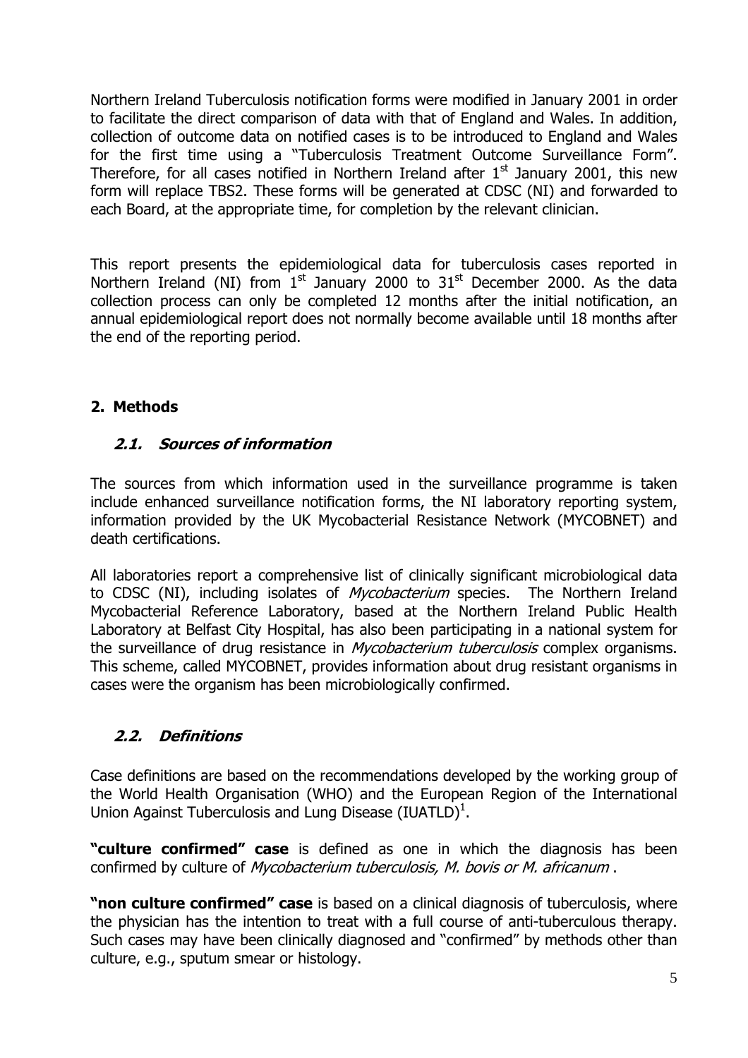Northern Ireland Tuberculosis notification forms were modified in January 2001 in order to facilitate the direct comparison of data with that of England and Wales. In addition, collection of outcome data on notified cases is to be introduced to England and Wales for the first time using a "Tuberculosis Treatment Outcome Surveillance Form". Therefore, for all cases notified in Northern Ireland after 1st January 2001, this new form will replace TBS2. These forms will be generated at CDSC (NI) and forwarded to each Board, at the appropriate time, for completion by the relevant clinician.

This report presents the epidemiological data for tuberculosis cases reported in Northern Ireland (NI) from 1st January 2000 to 31st December 2000. As the data collection process can only be completed 12 months after the initial notification, an annual epidemiological report does not normally become available until 18 months after the end of the reporting period.

## 2. Methods

### *2.1. Sources of information*

The sources from which information used in the surveillance programme is taken include enhanced surveillance notification forms, the NI laboratory reporting system, information provided by the UK Mycobacterial Resistance Network (MYCOBNET) and death certifications.

All laboratories report a comprehensive list of clinically significant microbiological data to CDSC (NI), including isolates of *Mycobacterium* species. The Northern Ireland Mycobacterial Reference Laboratory, based at the Northern Ireland Public Health Laboratory at Belfast City Hospital, has also been participating in a national system for the surveillance of drug resistance in *Mycobacterium tuberculosis* complex organisms. This scheme, called MYCOBNET, provides information about drug resistant organisms in cases were the organism has been microbiologically confirmed.

### *2.2. Definitions*

Case definitions are based on the recommendations developed by the working group of the World Health Organisation (WHO) and the European Region of the International Union Against Tuberculosis and Lung Disease (IUATLD)[1].

**"culture confirmed" case** is defined as one in which the diagnosis has been confirmed by culture of *Mycobacterium tuberculosis, M. bovis or M. africanum* .

**"non culture confirmed" case** is based on a clinical diagnosis of tuberculosis, where the physician has the intention to treat with a full course of anti-tuberculous therapy. Such cases may have been clinically diagnosed and "confirmed" by methods other than culture, e.g., sputum smear or histology.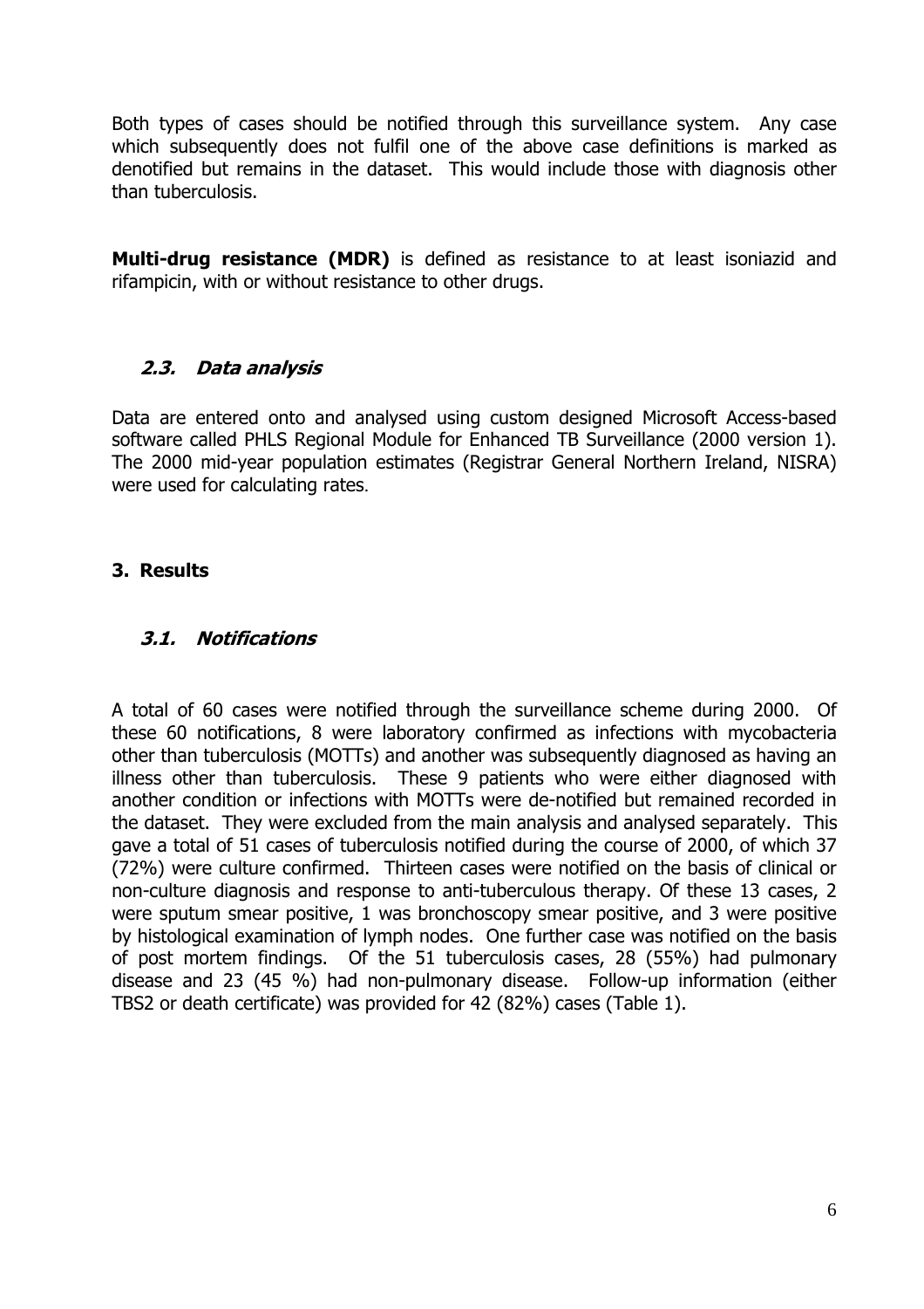Both types of cases should be notified through this surveillance system. Any case which subsequently does not fulfil one of the above case definitions is marked as denotified but remains in the dataset. This would include those with diagnosis other than tuberculosis.

**Multi-drug resistance (MDR)** is defined as resistance to at least isoniazid and rifampicin, with or without resistance to other drugs.

### 2.3. Data analysis

Data are entered onto and analysed using custom designed Microsoft Access-based software called PHLS Regional Module for Enhanced TB Surveillance (2000 version 1). The 2000 mid-year population estimates (Registrar General Northern Ireland, NISRA) were used for calculating rates.

## 3. Results

### 3.1. Notifications

A total of 60 cases were notified through the surveillance scheme during 2000. Of these 60 notifications, 8 were laboratory confirmed as infections with mycobacteria other than tuberculosis (MOTTs) and another was subsequently diagnosed as having an illness other than tuberculosis. These 9 patients who were either diagnosed with another condition or infections with MOTTs were de-notified but remained recorded in the dataset. They were excluded from the main analysis and analysed separately. This gave a total of 51 cases of tuberculosis notified during the course of 2000, of which 37 (72%) were culture confirmed. Thirteen cases were notified on the basis of clinical or non-culture diagnosis and response to anti-tuberculous therapy. Of these 13 cases, 2 were sputum smear positive, 1 was bronchoscopy smear positive, and 3 were positive by histological examination of lymph nodes. One further case was notified on the basis of post mortem findings. Of the 51 tuberculosis cases, 28 (55%) had pulmonary disease and 23 (45 %) had non-pulmonary disease. Follow-up information (either TBS2 or death certificate) was provided for 42 (82%) cases (Table 1).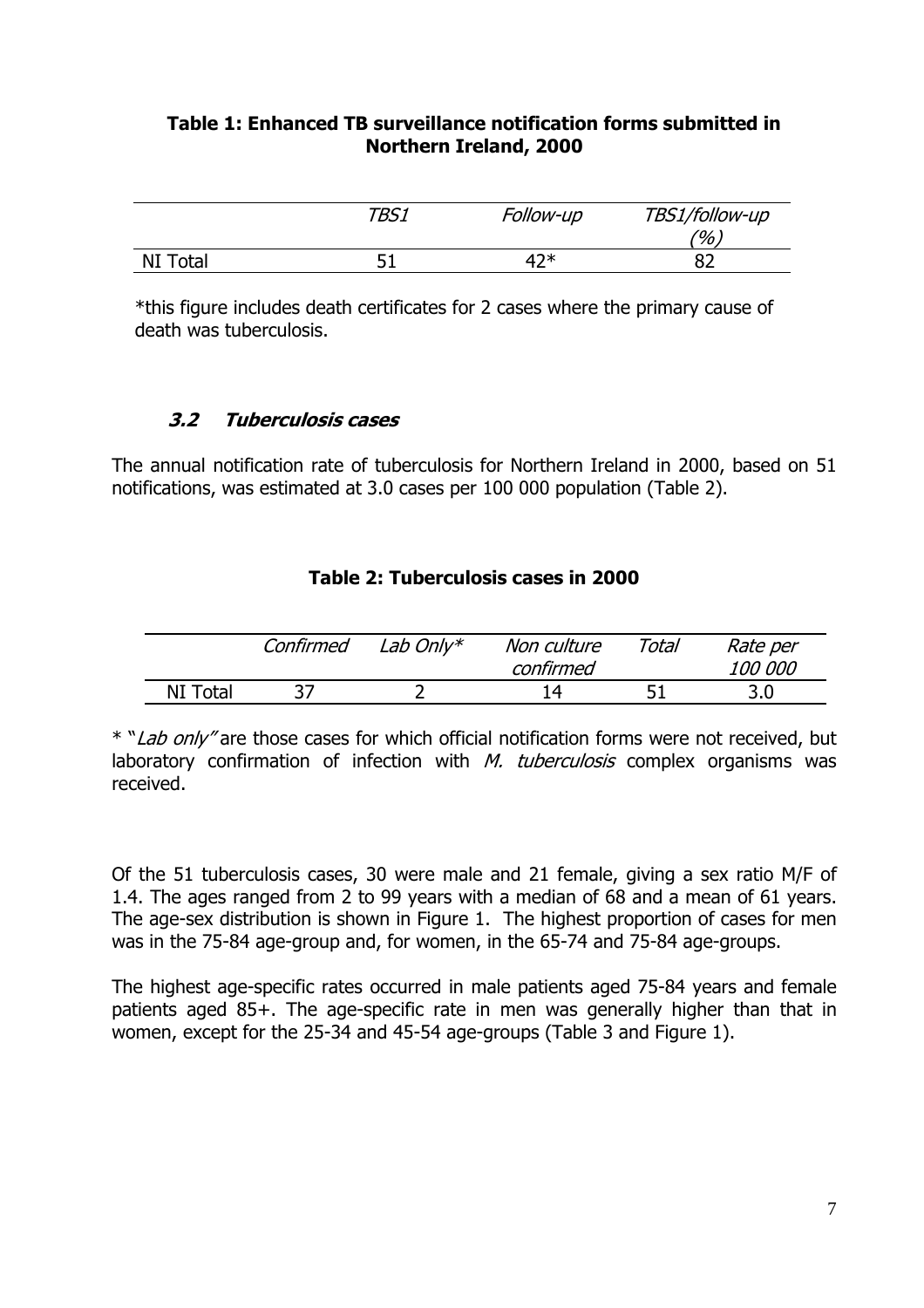**Table 1: Enhanced TB surveillance notification forms submitted in Northern Ireland, 2000**

| | *TBS1* | *Follow-up* | *TBS1/follow-up (%)* |
|---|---|---|---|
| NI Total | 51 | 42* | 82 |

*this figure includes death certificates for 2 cases where the primary cause of death was tuberculosis.

### *3.2 Tuberculosis cases*

The annual notification rate of tuberculosis for Northern Ireland in 2000, based on 51 notifications, was estimated at 3.0 cases per 100 000 population (Table 2).

**Table 2: Tuberculosis cases in 2000**

| | *Confirmed* | *Lab Only** | *Non culture confirmed* | *Total* | *Rate per 100 000* |
|---|---|---|---|---|---|
| NI Total | 37 | 2 | 14 | 51 | 3.0 |

* "*Lab only"* are those cases for which official notification forms were not received, but laboratory confirmation of infection with *M. tuberculosis* complex organisms was received.

Of the 51 tuberculosis cases, 30 were male and 21 female, giving a sex ratio M/F of 1.4. The ages ranged from 2 to 99 years with a median of 68 and a mean of 61 years. The age-sex distribution is shown in Figure 1. The highest proportion of cases for men was in the 75-84 age-group and, for women, in the 65-74 and 75-84 age-groups.

The highest age-specific rates occurred in male patients aged 75-84 years and female patients aged 85+. The age-specific rate in men was generally higher than that in women, except for the 25-34 and 45-54 age-groups (Table 3 and Figure 1).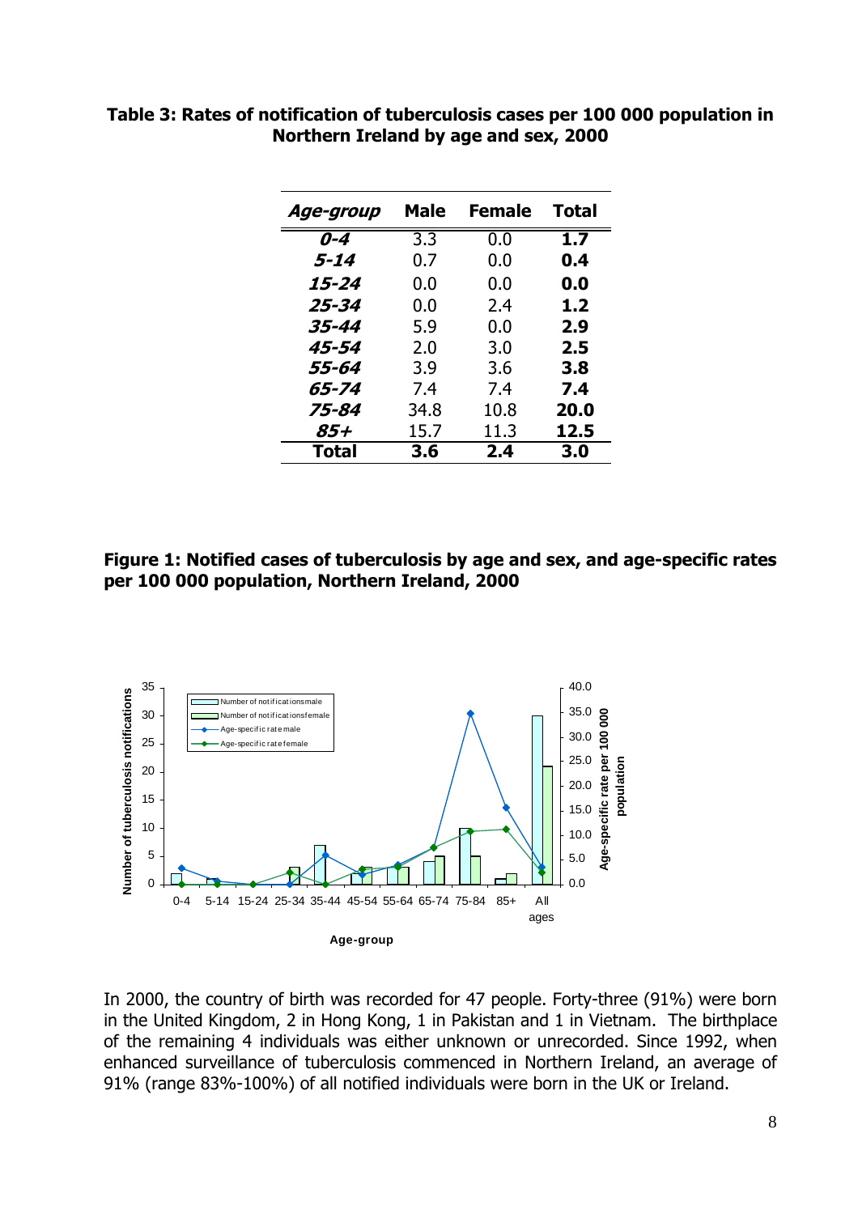**Table 3: Rates of notification of tuberculosis cases per 100 000 population in Northern Ireland by age and sex, 2000**

| *Age-group* | Male | Female | Total |
|---|---|---|---|
| ***0-4*** | 3.3 | 0.0 | **1.7** |
| ***5-14*** | 0.7 | 0.0 | **0.4** |
| ***15-24*** | 0.0 | 0.0 | **0.0** |
| ***25-34*** | 0.0 | 2.4 | **1.2** |
| ***35-44*** | 5.9 | 0.0 | **2.9** |
| ***45-54*** | 2.0 | 3.0 | **2.5** |
| ***55-64*** | 3.9 | 3.6 | **3.8** |
| ***65-74*** | 7.4 | 7.4 | **7.4** |
| ***75-84*** | 34.8 | 10.8 | **20.0** |
| ***85+*** | 15.7 | 11.3 | **12.5** |
| **Total** | **3.6** | **2.4** | **3.0** |

**Figure 1: Notified cases of tuberculosis by age and sex, and age-specific rates per 100 000 population, Northern Ireland, 2000**

Number of notifications male
Number of notifications female
Age-specific rate male
Age-specific rate female

Number of tuberculosis notifications
0 5 10 15 20 25 30 35

Age-specific rate per 100 000 population
0.0 5.0 10.0 15.0 20.0 25.0 30.0 35.0 40.0

0-4 5-14 15-24 25-34 35-44 45-54 55-64 65-74 75-84 85+ All ages

Age-group

In 2000, the country of birth was recorded for 47 people. Forty-three (91%) were born in the United Kingdom, 2 in Hong Kong, 1 in Pakistan and 1 in Vietnam. The birthplace of the remaining 4 individuals was either unknown or unrecorded. Since 1992, when enhanced surveillance of tuberculosis commenced in Northern Ireland, an average of 91% (range 83%-100%) of all notified individuals were born in the UK or Ireland.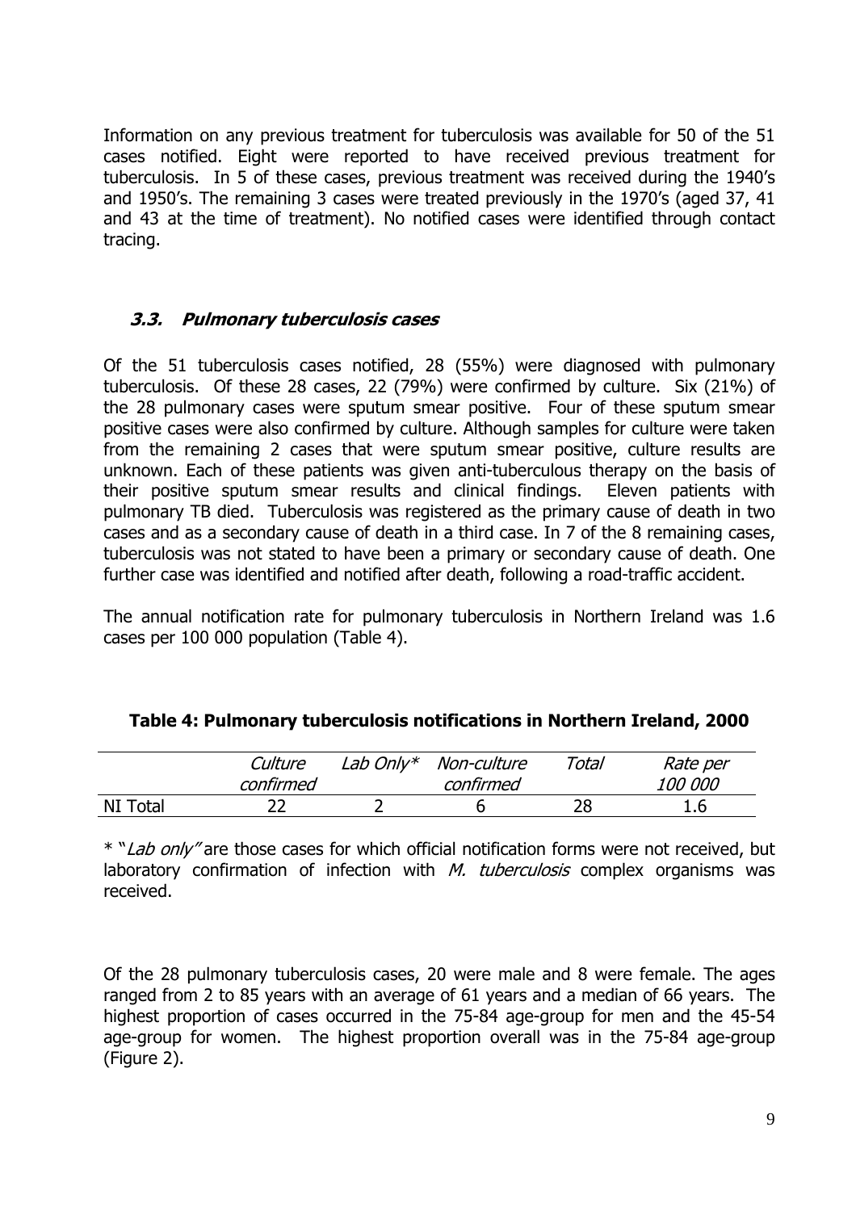Information on any previous treatment for tuberculosis was available for 50 of the 51 cases notified. Eight were reported to have received previous treatment for tuberculosis. In 5 of these cases, previous treatment was received during the 1940's and 1950's. The remaining 3 cases were treated previously in the 1970's (aged 37, 41 and 43 at the time of treatment). No notified cases were identified through contact tracing.

### *3.3. Pulmonary tuberculosis cases*

Of the 51 tuberculosis cases notified, 28 (55%) were diagnosed with pulmonary tuberculosis. Of these 28 cases, 22 (79%) were confirmed by culture. Six (21%) of the 28 pulmonary cases were sputum smear positive. Four of these sputum smear positive cases were also confirmed by culture. Although samples for culture were taken from the remaining 2 cases that were sputum smear positive, culture results are unknown. Each of these patients was given anti-tuberculous therapy on the basis of their positive sputum smear results and clinical findings. Eleven patients with pulmonary TB died. Tuberculosis was registered as the primary cause of death in two cases and as a secondary cause of death in a third case. In 7 of the 8 remaining cases, tuberculosis was not stated to have been a primary or secondary cause of death. One further case was identified and notified after death, following a road-traffic accident.

The annual notification rate for pulmonary tuberculosis in Northern Ireland was 1.6 cases per 100 000 population (Table 4).

**Table 4: Pulmonary tuberculosis notifications in Northern Ireland, 2000**

| | *Culture confirmed* | *Lab Only\** | *Non-culture confirmed* | *Total* | *Rate per 100 000* |
|---|---|---|---|---|---|
| NI Total | 22 | 2 | 6 | 28 | 1.6 |

\* "*Lab only*" are those cases for which official notification forms were not received, but laboratory confirmation of infection with *M. tuberculosis* complex organisms was received.

Of the 28 pulmonary tuberculosis cases, 20 were male and 8 were female. The ages ranged from 2 to 85 years with an average of 61 years and a median of 66 years. The highest proportion of cases occurred in the 75-84 age-group for men and the 45-54 age-group for women. The highest proportion overall was in the 75-84 age-group (Figure 2).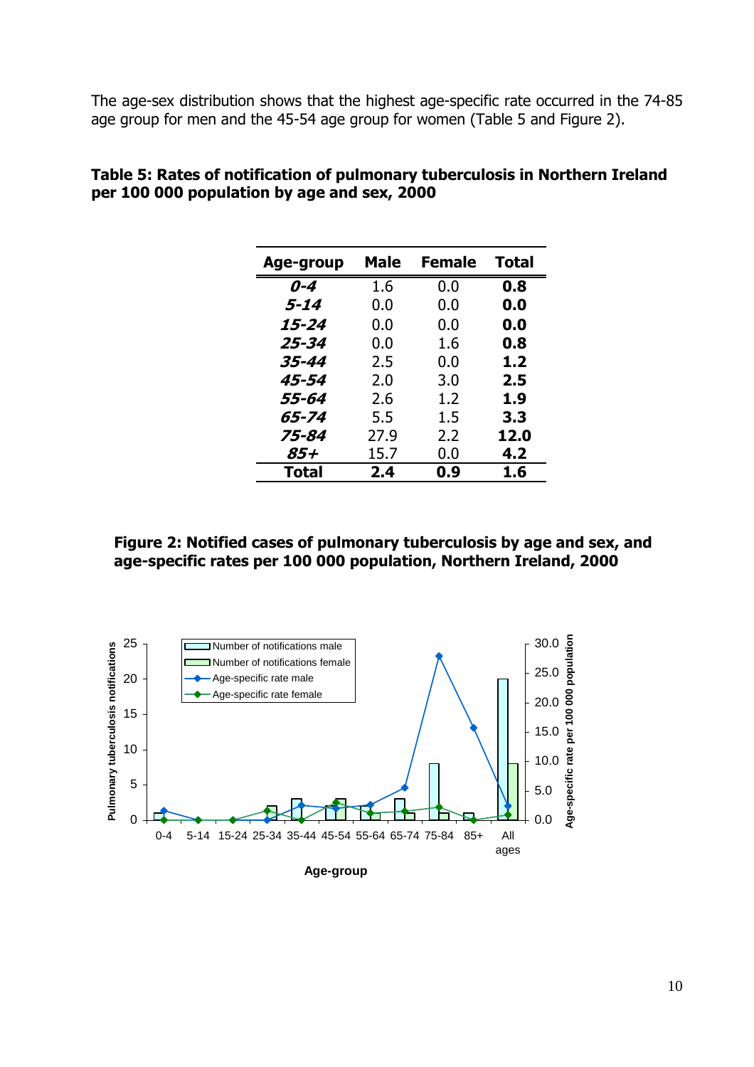The age-sex distribution shows that the highest age-specific rate occurred in the 74-85 age group for men and the 45-54 age group for women (Table 5 and Figure 2).

**Table 5: Rates of notification of pulmonary tuberculosis in Northern Ireland per 100 000 population by age and sex, 2000**

| Age-group | Male | Female | Total |
|---|---|---|---|
| ***0-4*** | 1.6 | 0.0 | **0.8** |
| ***5-14*** | 0.0 | 0.0 | **0.0** |
| ***15-24*** | 0.0 | 0.0 | **0.0** |
| ***25-34*** | 0.0 | 1.6 | **0.8** |
| ***35-44*** | 2.5 | 0.0 | **1.2** |
| ***45-54*** | 2.0 | 3.0 | **2.5** |
| ***55-64*** | 2.6 | 1.2 | **1.9** |
| ***65-74*** | 5.5 | 1.5 | **3.3** |
| ***75-84*** | 27.9 | 2.2 | **12.0** |
| ***85+*** | 15.7 | 0.0 | **4.2** |
| **Total** | **2.4** | **0.9** | **1.6** |

**Figure 2: Notified cases of pulmonary tuberculosis by age and sex, and age-specific rates per 100 000 population, Northern Ireland, 2000**

Pulmonary tuberculosis notifications

25
20
15
10
5
0

Age-specific rate per 100 000 population

30.0
25.0
20.0
15.0
10.0
5.0
0.0

Number of notifications male
Number of notifications female
Age-specific rate male
Age-specific rate female

0-4 5-14 15-24 25-34 35-44 45-54 55-64 65-74 75-84 85+ All ages

Age-group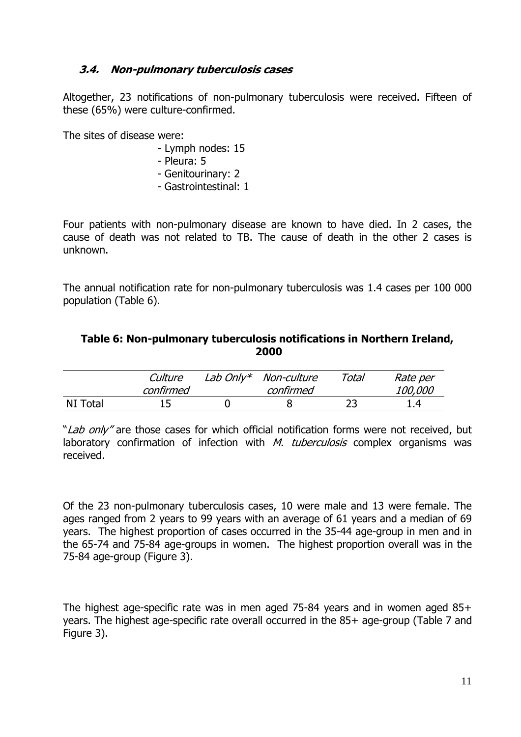### 3.4. Non-pulmonary tuberculosis cases

Altogether, 23 notifications of non-pulmonary tuberculosis were received. Fifteen of these (65%) were culture-confirmed.

The sites of disease were:

- Lymph nodes: 15
- Pleura: 5
- Genitourinary: 2
- Gastrointestinal: 1

Four patients with non-pulmonary disease are known to have died. In 2 cases, the cause of death was not related to TB. The cause of death in the other 2 cases is unknown.

The annual notification rate for non-pulmonary tuberculosis was 1.4 cases per 100 000 population (Table 6).

**Table 6: Non-pulmonary tuberculosis notifications in Northern Ireland, 2000**

| | *Culture confirmed* | *Lab Only** | *Non-culture confirmed* | *Total* | *Rate per 100,000* |
|---|---|---|---|---|---|
| NI Total | 15 | 0 | 8 | 23 | 1.4 |

"*Lab only"* are those cases for which official notification forms were not received, but laboratory confirmation of infection with *M. tuberculosis* complex organisms was received.

Of the 23 non-pulmonary tuberculosis cases, 10 were male and 13 were female. The ages ranged from 2 years to 99 years with an average of 61 years and a median of 69 years. The highest proportion of cases occurred in the 35-44 age-group in men and in the 65-74 and 75-84 age-groups in women. The highest proportion overall was in the 75-84 age-group (Figure 3).

The highest age-specific rate was in men aged 75-84 years and in women aged 85+ years. The highest age-specific rate overall occurred in the 85+ age-group (Table 7 and Figure 3).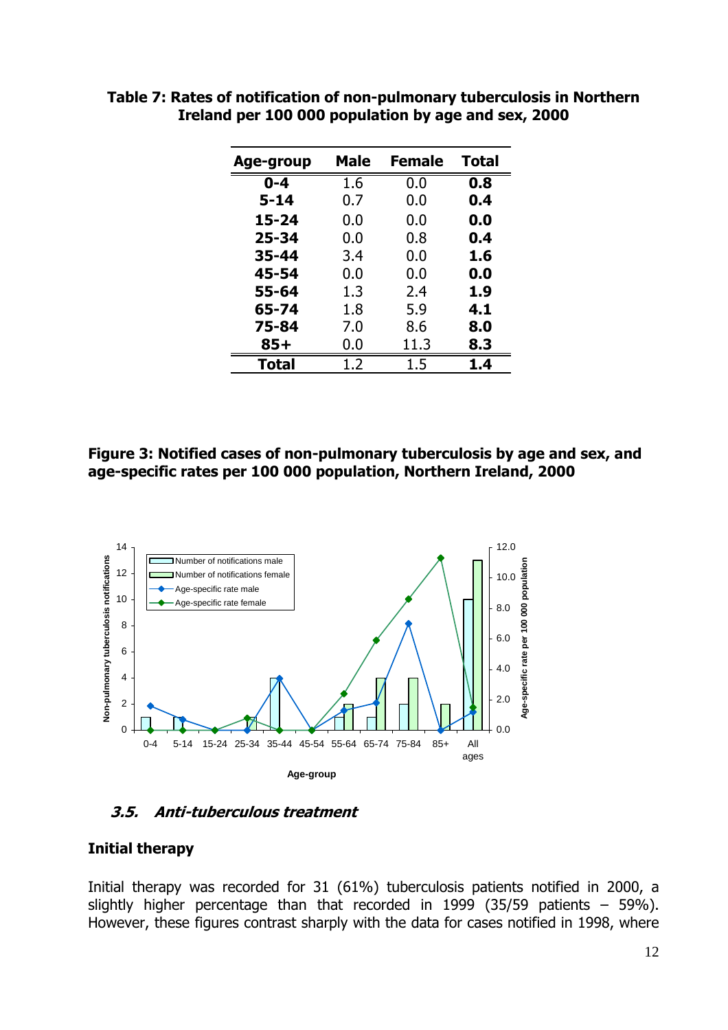**Table 7: Rates of notification of non-pulmonary tuberculosis in Northern Ireland per 100 000 population by age and sex, 2000**

| Age-group | Male | Female | Total |
|---|---|---|---|
| **0-4** | 1.6 | 0.0 | **0.8** |
| **5-14** | 0.7 | 0.0 | **0.4** |
| **15-24** | 0.0 | 0.0 | **0.0** |
| **25-34** | 0.0 | 0.8 | **0.4** |
| **35-44** | 3.4 | 0.0 | **1.6** |
| **45-54** | 0.0 | 0.0 | **0.0** |
| **55-64** | 1.3 | 2.4 | **1.9** |
| **65-74** | 1.8 | 5.9 | **4.1** |
| **75-84** | 7.0 | 8.6 | **8.0** |
| **85+** | 0.0 | 11.3 | **8.3** |
| **Total** | 1.2 | 1.5 | **1.4** |

**Figure 3: Notified cases of non-pulmonary tuberculosis by age and sex, and age-specific rates per 100 000 population, Northern Ireland, 2000**

Number of notifications male
Number of notifications female
Age-specific rate male
Age-specific rate female

Non-pulmonary tuberculosis notifications
14
12
10
8
6
4
2
0

Age-specific rate per 100 000 population
12.0
10.0
8.0
6.0
4.0
2.0
0.0

0-4 5-14 15-24 25-34 35-44 45-54 55-64 65-74 75-84 85+ All ages

Age-group

### *3.5. Anti-tuberculous treatment*

**Initial therapy**

Initial therapy was recorded for 31 (61%) tuberculosis patients notified in 2000, a slightly higher percentage than that recorded in 1999 (35/59 patients – 59%). However, these figures contrast sharply with the data for cases notified in 1998, where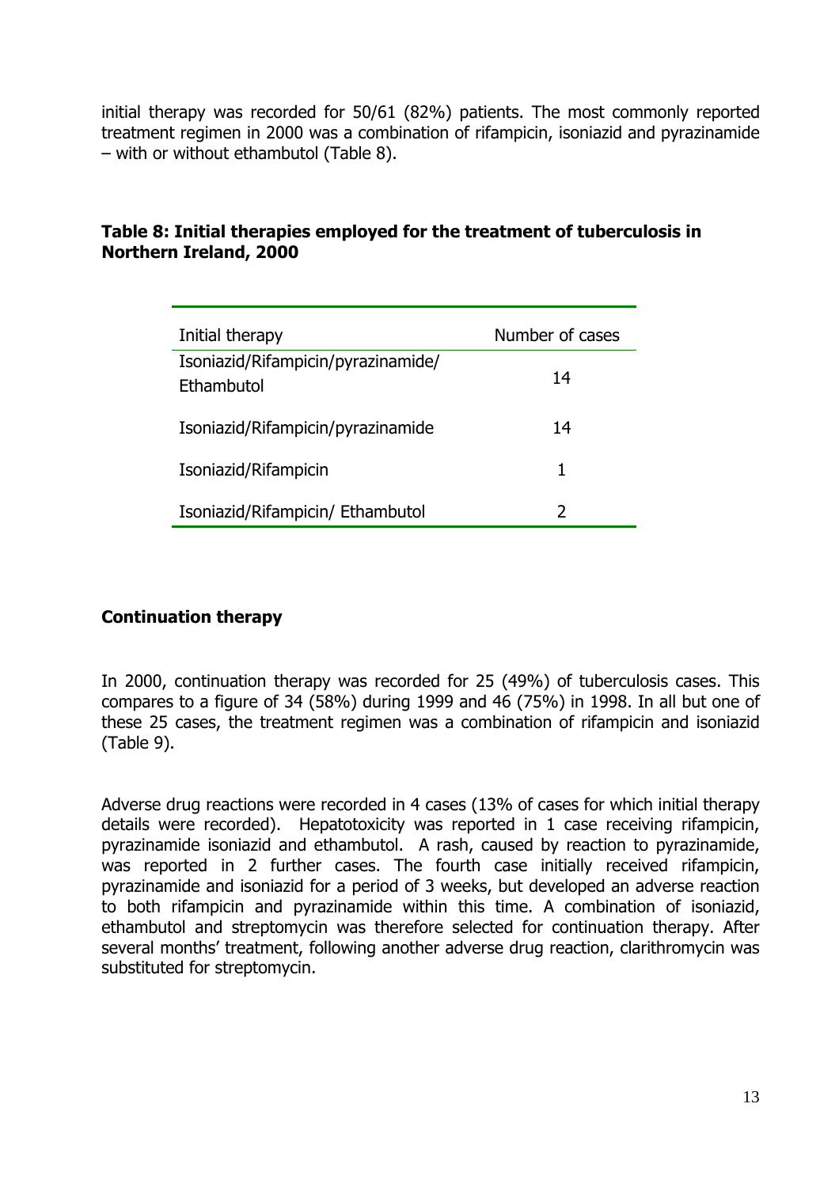initial therapy was recorded for 50/61 (82%) patients. The most commonly reported treatment regimen in 2000 was a combination of rifampicin, isoniazid and pyrazinamide – with or without ethambutol (Table 8).

**Table 8: Initial therapies employed for the treatment of tuberculosis in Northern Ireland, 2000**

| Initial therapy | Number of cases |
|---|---|
| Isoniazid/Rifampicin/pyrazinamide/ Ethambutol | 14 |
| Isoniazid/Rifampicin/pyrazinamide | 14 |
| Isoniazid/Rifampicin | 1 |
| Isoniazid/Rifampicin/ Ethambutol | 2 |

### Continuation therapy

In 2000, continuation therapy was recorded for 25 (49%) of tuberculosis cases. This compares to a figure of 34 (58%) during 1999 and 46 (75%) in 1998. In all but one of these 25 cases, the treatment regimen was a combination of rifampicin and isoniazid (Table 9).

Adverse drug reactions were recorded in 4 cases (13% of cases for which initial therapy details were recorded). Hepatotoxicity was reported in 1 case receiving rifampicin, pyrazinamide isoniazid and ethambutol. A rash, caused by reaction to pyrazinamide, was reported in 2 further cases. The fourth case initially received rifampicin, pyrazinamide and isoniazid for a period of 3 weeks, but developed an adverse reaction to both rifampicin and pyrazinamide within this time. A combination of isoniazid, ethambutol and streptomycin was therefore selected for continuation therapy. After several months' treatment, following another adverse drug reaction, clarithromycin was substituted for streptomycin.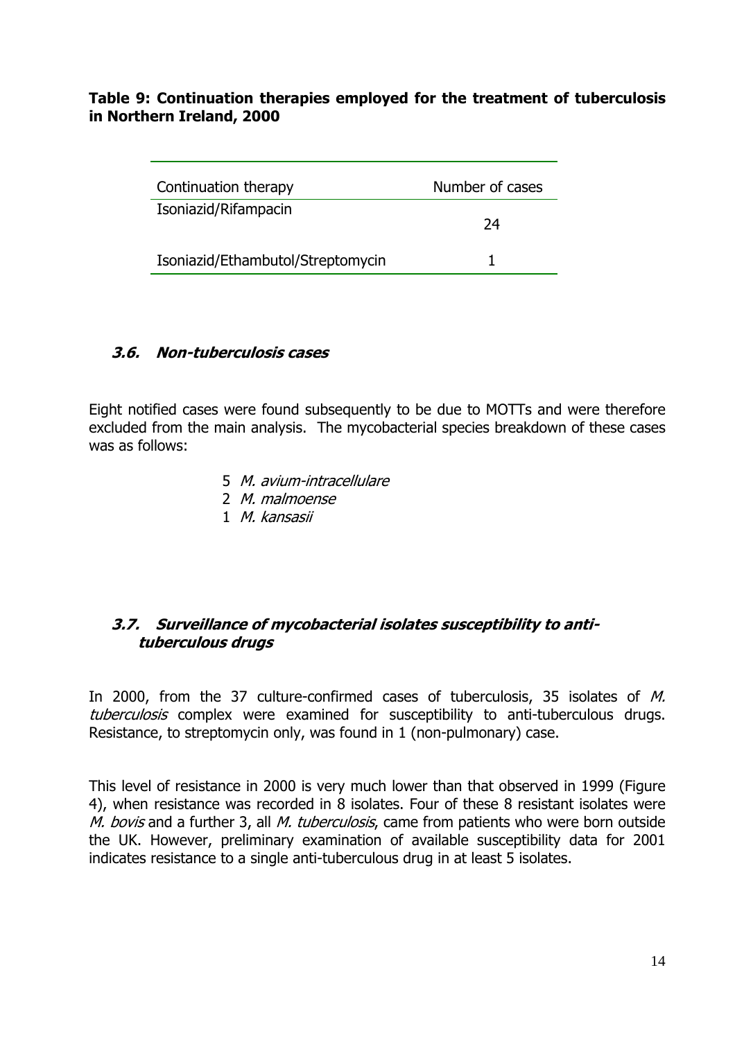**Table 9: Continuation therapies employed for the treatment of tuberculosis in Northern Ireland, 2000**

| Continuation therapy | Number of cases |
|---|---|
| Isoniazid/Rifampacin | 24 |
| Isoniazid/Ethambutol/Streptomycin | 1 |

### *3.6. Non-tuberculosis cases*

Eight notified cases were found subsequently to be due to MOTTs and were therefore excluded from the main analysis. The mycobacterial species breakdown of these cases was as follows:

5 *M. avium-intracellulare*
2 *M. malmoense*
1 *M. kansasii*

### *3.7. Surveillance of mycobacterial isolates susceptibility to anti-tuberculous drugs*

In 2000, from the 37 culture-confirmed cases of tuberculosis, 35 isolates of *M. tuberculosis* complex were examined for susceptibility to anti-tuberculous drugs. Resistance, to streptomycin only, was found in 1 (non-pulmonary) case.

This level of resistance in 2000 is very much lower than that observed in 1999 (Figure 4), when resistance was recorded in 8 isolates. Four of these 8 resistant isolates were *M. bovis* and a further 3, all *M. tuberculosis*, came from patients who were born outside the UK. However, preliminary examination of available susceptibility data for 2001 indicates resistance to a single anti-tuberculous drug in at least 5 isolates.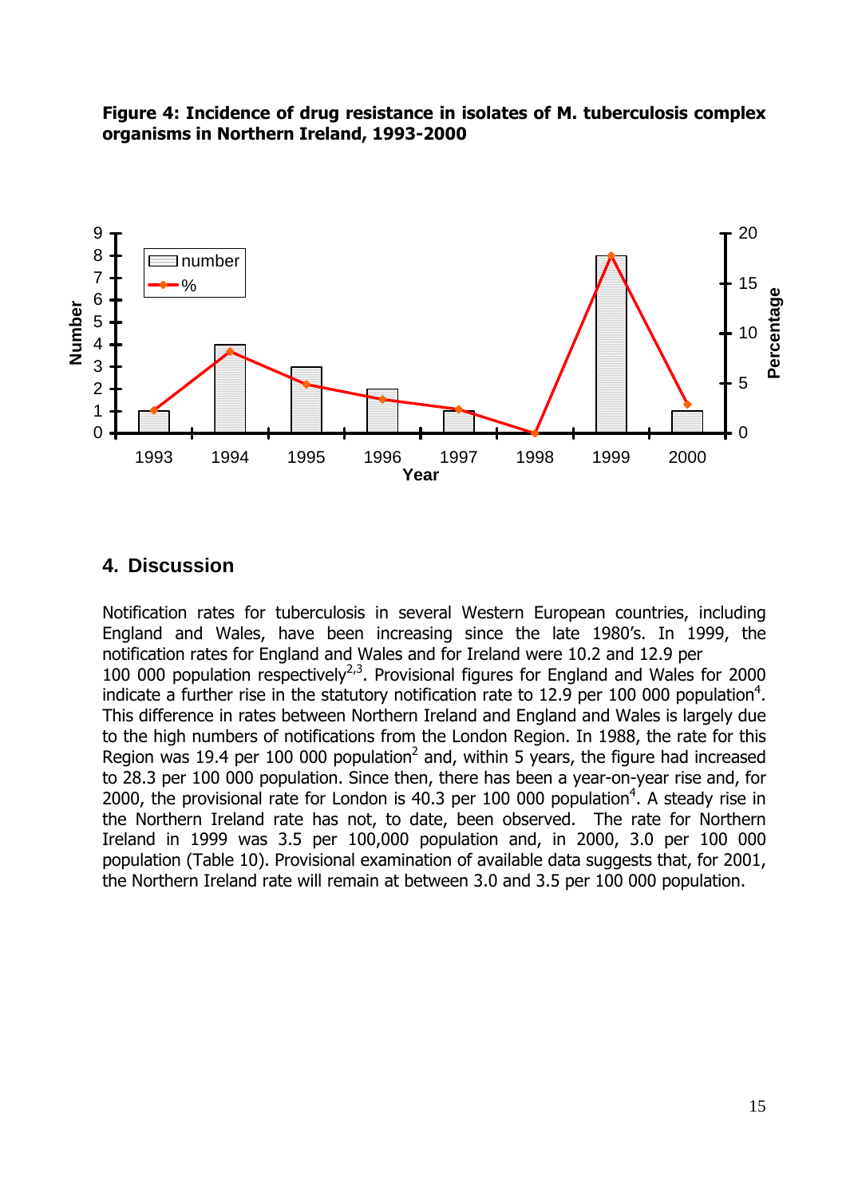**Figure 4: Incidence of drug resistance in isolates of M. tuberculosis complex organisms in Northern Ireland, 1993-2000**

Number

9
8
7
6
5
4
3
2
1
0

number
%

Percentage

20
15
10
5
0

1993 1994 1995 1996 1997 1998 1999 2000

Year

## 4. Discussion

Notification rates for tuberculosis in several Western European countries, including England and Wales, have been increasing since the late 1980's. In 1999, the notification rates for England and Wales and for Ireland were 10.2 and 12.9 per 100 000 population respectively[2,3]. Provisional figures for England and Wales for 2000 indicate a further rise in the statutory notification rate to 12.9 per 100 000 population[4]. This difference in rates between Northern Ireland and England and Wales is largely due to the high numbers of notifications from the London Region. In 1988, the rate for this Region was 19.4 per 100 000 population[2] and, within 5 years, the figure had increased to 28.3 per 100 000 population. Since then, there has been a year-on-year rise and, for 2000, the provisional rate for London is 40.3 per 100 000 population[4]. A steady rise in the Northern Ireland rate has not, to date, been observed. The rate for Northern Ireland in 1999 was 3.5 per 100,000 population and, in 2000, 3.0 per 100 000 population (Table 10). Provisional examination of available data suggests that, for 2001, the Northern Ireland rate will remain at between 3.0 and 3.5 per 100 000 population.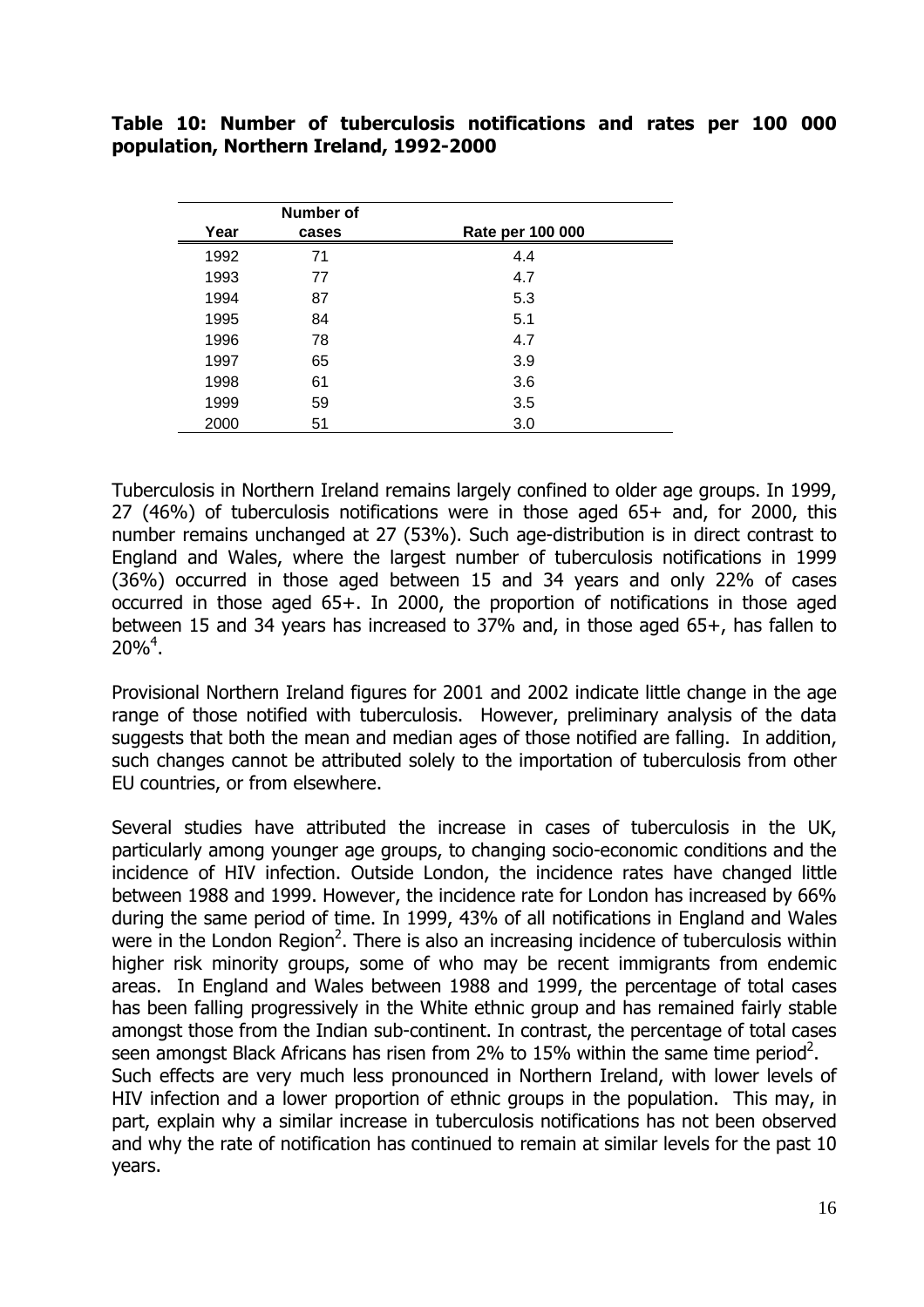**Table 10: Number of tuberculosis notifications and rates per 100 000 population, Northern Ireland, 1992-2000**

| Year | Number of cases | Rate per 100 000 |
|---|---|---|
| 1992 | 71 | 4.4 |
| 1993 | 77 | 4.7 |
| 1994 | 87 | 5.3 |
| 1995 | 84 | 5.1 |
| 1996 | 78 | 4.7 |
| 1997 | 65 | 3.9 |
| 1998 | 61 | 3.6 |
| 1999 | 59 | 3.5 |
| 2000 | 51 | 3.0 |

Tuberculosis in Northern Ireland remains largely confined to older age groups. In 1999, 27 (46%) of tuberculosis notifications were in those aged 65+ and, for 2000, this number remains unchanged at 27 (53%). Such age-distribution is in direct contrast to England and Wales, where the largest number of tuberculosis notifications in 1999 (36%) occurred in those aged between 15 and 34 years and only 22% of cases occurred in those aged 65+. In 2000, the proportion of notifications in those aged between 15 and 34 years has increased to 37% and, in those aged 65+, has fallen to 20%[4].

Provisional Northern Ireland figures for 2001 and 2002 indicate little change in the age range of those notified with tuberculosis. However, preliminary analysis of the data suggests that both the mean and median ages of those notified are falling. In addition, such changes cannot be attributed solely to the importation of tuberculosis from other EU countries, or from elsewhere.

Several studies have attributed the increase in cases of tuberculosis in the UK, particularly among younger age groups, to changing socio-economic conditions and the incidence of HIV infection. Outside London, the incidence rates have changed little between 1988 and 1999. However, the incidence rate for London has increased by 66% during the same period of time. In 1999, 43% of all notifications in England and Wales were in the London Region[2]. There is also an increasing incidence of tuberculosis within higher risk minority groups, some of who may be recent immigrants from endemic areas. In England and Wales between 1988 and 1999, the percentage of total cases has been falling progressively in the White ethnic group and has remained fairly stable amongst those from the Indian sub-continent. In contrast, the percentage of total cases seen amongst Black Africans has risen from 2% to 15% within the same time period[2].
Such effects are very much less pronounced in Northern Ireland, with lower levels of HIV infection and a lower proportion of ethnic groups in the population. This may, in part, explain why a similar increase in tuberculosis notifications has not been observed and why the rate of notification has continued to remain at similar levels for the past 10 years.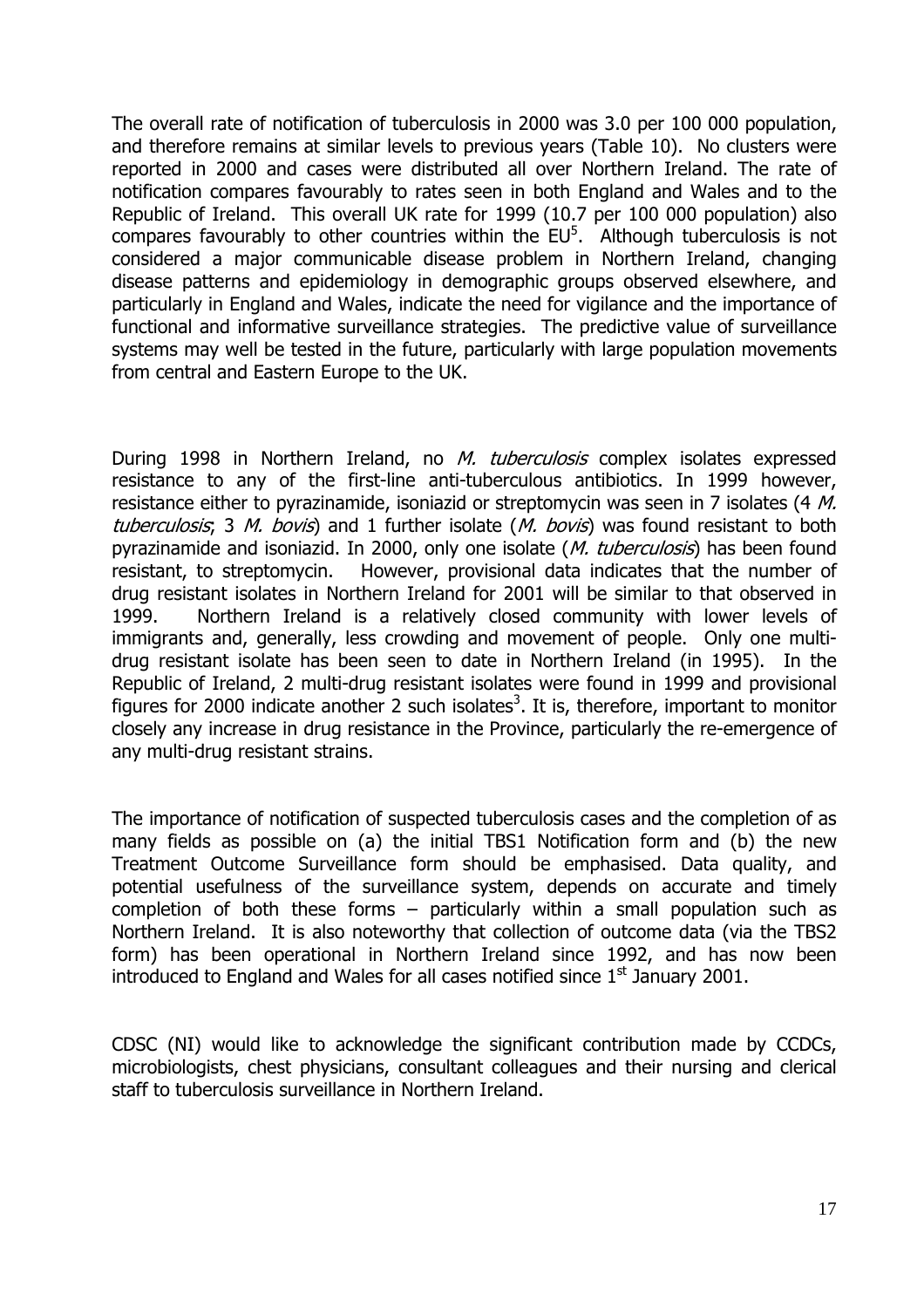The overall rate of notification of tuberculosis in 2000 was 3.0 per 100 000 population, and therefore remains at similar levels to previous years (Table 10). No clusters were reported in 2000 and cases were distributed all over Northern Ireland. The rate of notification compares favourably to rates seen in both England and Wales and to the Republic of Ireland. This overall UK rate for 1999 (10.7 per 100 000 population) also compares favourably to other countries within the EU[5]. Although tuberculosis is not considered a major communicable disease problem in Northern Ireland, changing disease patterns and epidemiology in demographic groups observed elsewhere, and particularly in England and Wales, indicate the need for vigilance and the importance of functional and informative surveillance strategies. The predictive value of surveillance systems may well be tested in the future, particularly with large population movements from central and Eastern Europe to the UK.

During 1998 in Northern Ireland, no *M. tuberculosis* complex isolates expressed resistance to any of the first-line anti-tuberculous antibiotics. In 1999 however, resistance either to pyrazinamide, isoniazid or streptomycin was seen in 7 isolates (4 *M. tuberculosis*; 3 *M. bovis*) and 1 further isolate (*M. bovis*) was found resistant to both pyrazinamide and isoniazid. In 2000, only one isolate (*M. tuberculosis*) has been found resistant, to streptomycin. However, provisional data indicates that the number of drug resistant isolates in Northern Ireland for 2001 will be similar to that observed in 1999. Northern Ireland is a relatively closed community with lower levels of immigrants and, generally, less crowding and movement of people. Only one multi-drug resistant isolate has been seen to date in Northern Ireland (in 1995). In the Republic of Ireland, 2 multi-drug resistant isolates were found in 1999 and provisional figures for 2000 indicate another 2 such isolates[3]. It is, therefore, important to monitor closely any increase in drug resistance in the Province, particularly the re-emergence of any multi-drug resistant strains.

The importance of notification of suspected tuberculosis cases and the completion of as many fields as possible on (a) the initial TBS1 Notification form and (b) the new Treatment Outcome Surveillance form should be emphasised. Data quality, and potential usefulness of the surveillance system, depends on accurate and timely completion of both these forms – particularly within a small population such as Northern Ireland. It is also noteworthy that collection of outcome data (via the TBS2 form) has been operational in Northern Ireland since 1992, and has now been introduced to England and Wales for all cases notified since 1st January 2001.

CDSC (NI) would like to acknowledge the significant contribution made by CCDCs, microbiologists, chest physicians, consultant colleagues and their nursing and clerical staff to tuberculosis surveillance in Northern Ireland.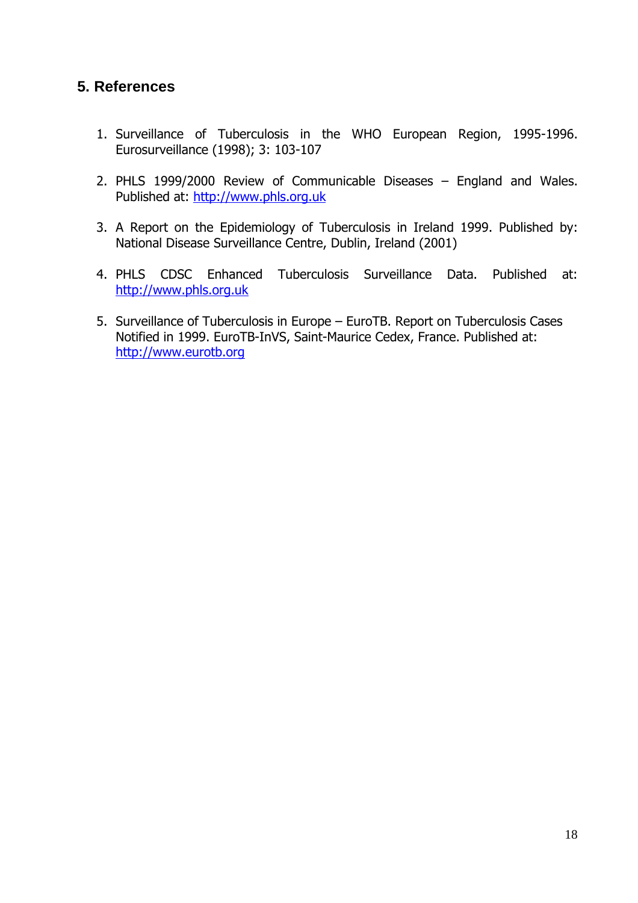## 5. References

1. Surveillance of Tuberculosis in the WHO European Region, 1995-1996. Eurosurveillance (1998); 3: 103-107

2. PHLS 1999/2000 Review of Communicable Diseases – England and Wales. Published at: http://www.phls.org.uk

3. A Report on the Epidemiology of Tuberculosis in Ireland 1999. Published by: National Disease Surveillance Centre, Dublin, Ireland (2001)

4. PHLS CDSC Enhanced Tuberculosis Surveillance Data. Published at: http://www.phls.org.uk

5. Surveillance of Tuberculosis in Europe – EuroTB. Report on Tuberculosis Cases Notified in 1999. EuroTB-InVS, Saint-Maurice Cedex, France. Published at: http://www.eurotb.org